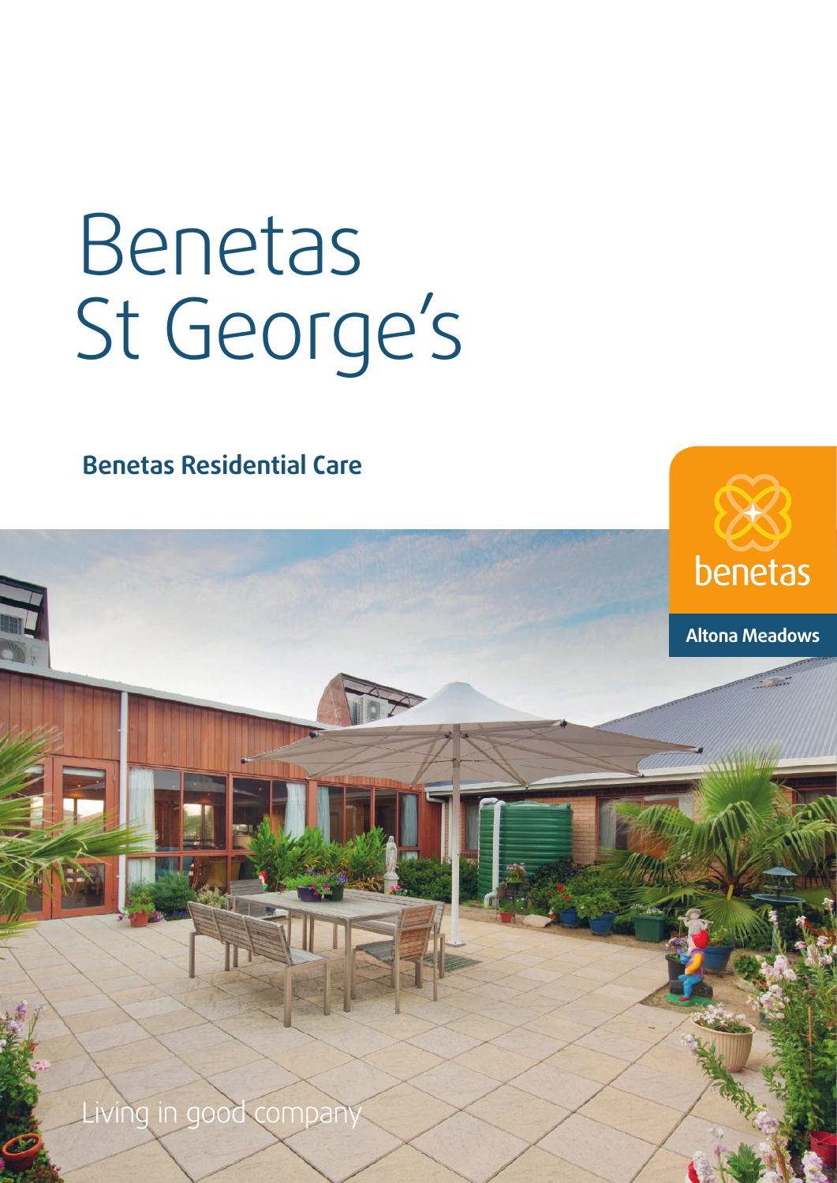# Benetas St George's

## Benetas Residential Care

benetas

Altona Meadows

Living in good company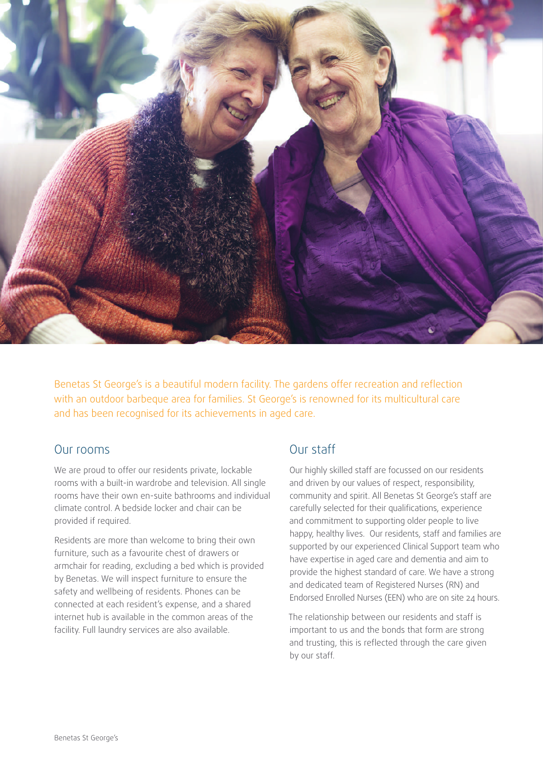Benetas St George's is a beautiful modern facility. The gardens offer recreation and reflection with an outdoor barbeque area for families. St George's is renowned for its multicultural care and has been recognised for its achievements in aged care.

## Our rooms

We are proud to offer our residents private, lockable rooms with a built-in wardrobe and television. All single rooms have their own en-suite bathrooms and individual climate control. A bedside locker and chair can be provided if required.

Residents are more than welcome to bring their own furniture, such as a favourite chest of drawers or armchair for reading, excluding a bed which is provided by Benetas. We will inspect furniture to ensure the safety and wellbeing of residents. Phones can be connected at each resident's expense, and a shared internet hub is available in the common areas of the facility. Full laundry services are also available.

## Our staff

Our highly skilled staff are focussed on our residents and driven by our values of respect, responsibility, community and spirit. All Benetas St George's staff are carefully selected for their qualifications, experience and commitment to supporting older people to live happy, healthy lives. Our residents, staff and families are supported by our experienced Clinical Support team who have expertise in aged care and dementia and aim to provide the highest standard of care. We have a strong and dedicated team of Registered Nurses (RN) and Endorsed Enrolled Nurses (EEN) who are on site 24 hours.

The relationship between our residents and staff is important to us and the bonds that form are strong and trusting, this is reflected through the care given by our staff.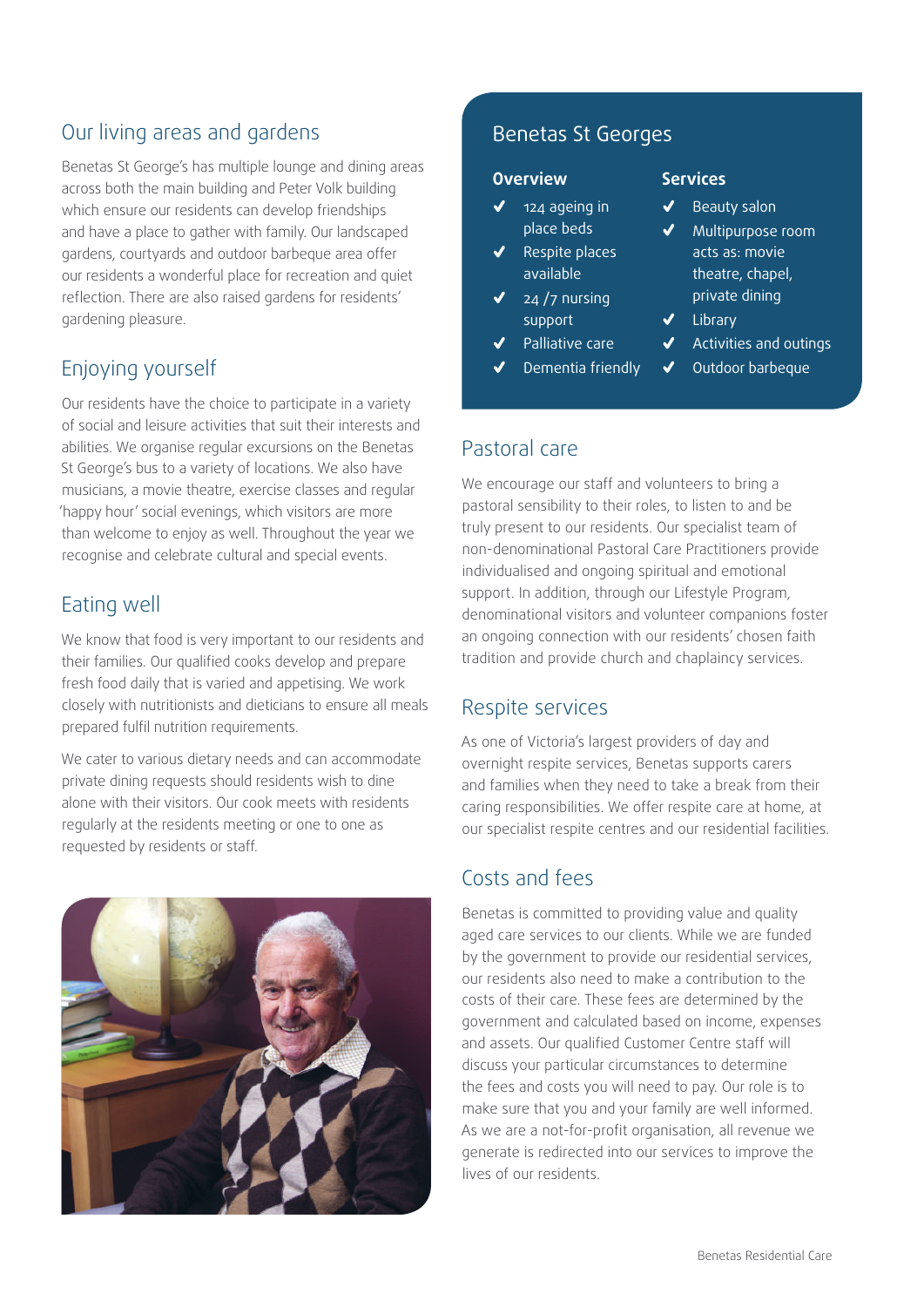## Our living areas and gardens

Benetas St George's has multiple lounge and dining areas across both the main building and Peter Volk building which ensure our residents can develop friendships and have a place to gather with family. Our landscaped gardens, courtyards and outdoor barbeque area offer our residents a wonderful place for recreation and quiet reflection. There are also raised gardens for residents' gardening pleasure.

## Enjoying yourself

Our residents have the choice to participate in a variety of social and leisure activities that suit their interests and abilities. We organise regular excursions on the Benetas St George's bus to a variety of locations. We also have musicians, a movie theatre, exercise classes and regular 'happy hour' social evenings, which visitors are more than welcome to enjoy as well. Throughout the year we recognise and celebrate cultural and special events.

## Eating well

We know that food is very important to our residents and their families. Our qualified cooks develop and prepare fresh food daily that is varied and appetising. We work closely with nutritionists and dieticians to ensure all meals prepared fulfil nutrition requirements.

We cater to various dietary needs and can accommodate private dining requests should residents wish to dine alone with their visitors. Our cook meets with residents regularly at the residents meeting or one to one as requested by residents or staff.

## Benetas St Georges

### Overview

- ✔ 124 ageing in place beds
- ✔ Respite places available
- ✔ 24 /7 nursing support
- ✔ Palliative care
- ✔ Dementia friendly

### Services

- ✔ Beauty salon
- ✔ Multipurpose room acts as: movie theatre, chapel, private dining
- ✔ Library
- ✔ Activities and outings
- ✔ Outdoor barbeque

## Pastoral care

We encourage our staff and volunteers to bring a pastoral sensibility to their roles, to listen to and be truly present to our residents. Our specialist team of non-denominational Pastoral Care Practitioners provide individualised and ongoing spiritual and emotional support. In addition, through our Lifestyle Program, denominational visitors and volunteer companions foster an ongoing connection with our residents' chosen faith tradition and provide church and chaplaincy services.

## Respite services

As one of Victoria's largest providers of day and overnight respite services, Benetas supports carers and families when they need to take a break from their caring responsibilities. We offer respite care at home, at our specialist respite centres and our residential facilities.

## Costs and fees

Benetas is committed to providing value and quality aged care services to our clients. While we are funded by the government to provide our residential services, our residents also need to make a contribution to the costs of their care. These fees are determined by the government and calculated based on income, expenses and assets. Our qualified Customer Centre staff will discuss your particular circumstances to determine the fees and costs you will need to pay. Our role is to make sure that you and your family are well informed. As we are a not-for-profit organisation, all revenue we generate is redirected into our services to improve the lives of our residents.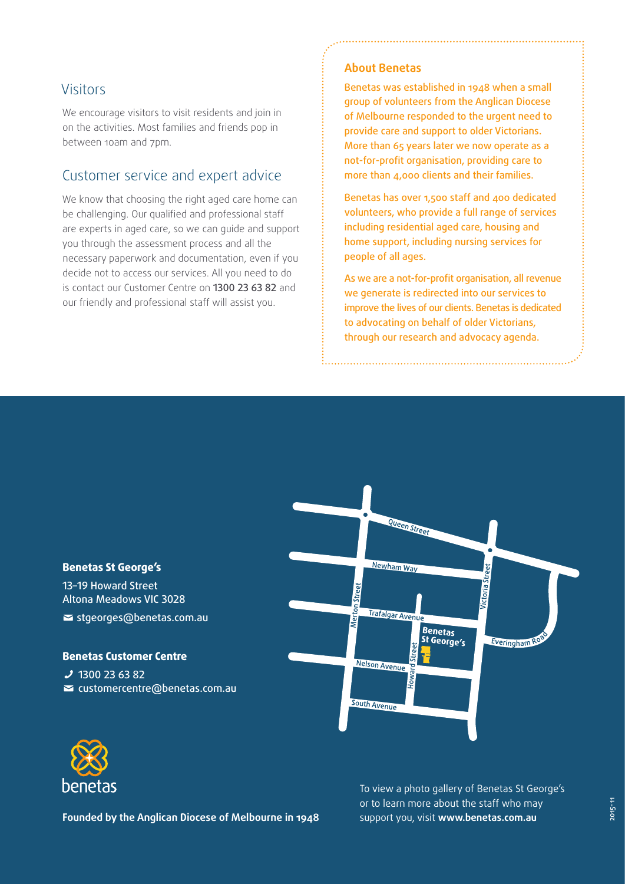## Visitors

We encourage visitors to visit residents and join in on the activities. Most families and friends pop in between 10am and 7pm.

## Customer service and expert advice

We know that choosing the right aged care home can be challenging. Our qualified and professional staff are experts in aged care, so we can guide and support you through the assessment process and all the necessary paperwork and documentation, even if you decide not to access our services. All you need to do is contact our Customer Centre on 1300 23 63 82 and our friendly and professional staff will assist you.

### About Benetas

Benetas was established in 1948 when a small group of volunteers from the Anglican Diocese of Melbourne responded to the urgent need to provide care and support to older Victorians. More than 65 years later we now operate as a not-for-profit organisation, providing care to more than 4,000 clients and their families.

Benetas has over 1,500 staff and 400 dedicated volunteers, who provide a full range of services including residential aged care, housing and home support, including nursing services for people of all ages.

As we are a not-for-profit organisation, all revenue we generate is redirected into our services to improve the lives of our clients. Benetas is dedicated to advocating on behalf of older Victorians, through our research and advocacy agenda.

**Benetas St George's**

13–19 Howard Street
Altona Meadows VIC 3028

stgeorges@benetas.com.au

**Benetas Customer Centre**

1300 23 63 82

customercentre@benetas.com.au

Queen Street
Newham Way
Victoria Street
Merton Street
Trafalgar Avenue
Benetas St George's
Everingham Road
Howard Street
Nelson Avenue
South Avenue

benetas

**Founded by the Anglican Diocese of Melbourne in 1948**

To view a photo gallery of Benetas St George's or to learn more about the staff who may support you, visit **www.benetas.com.au**

2015-11